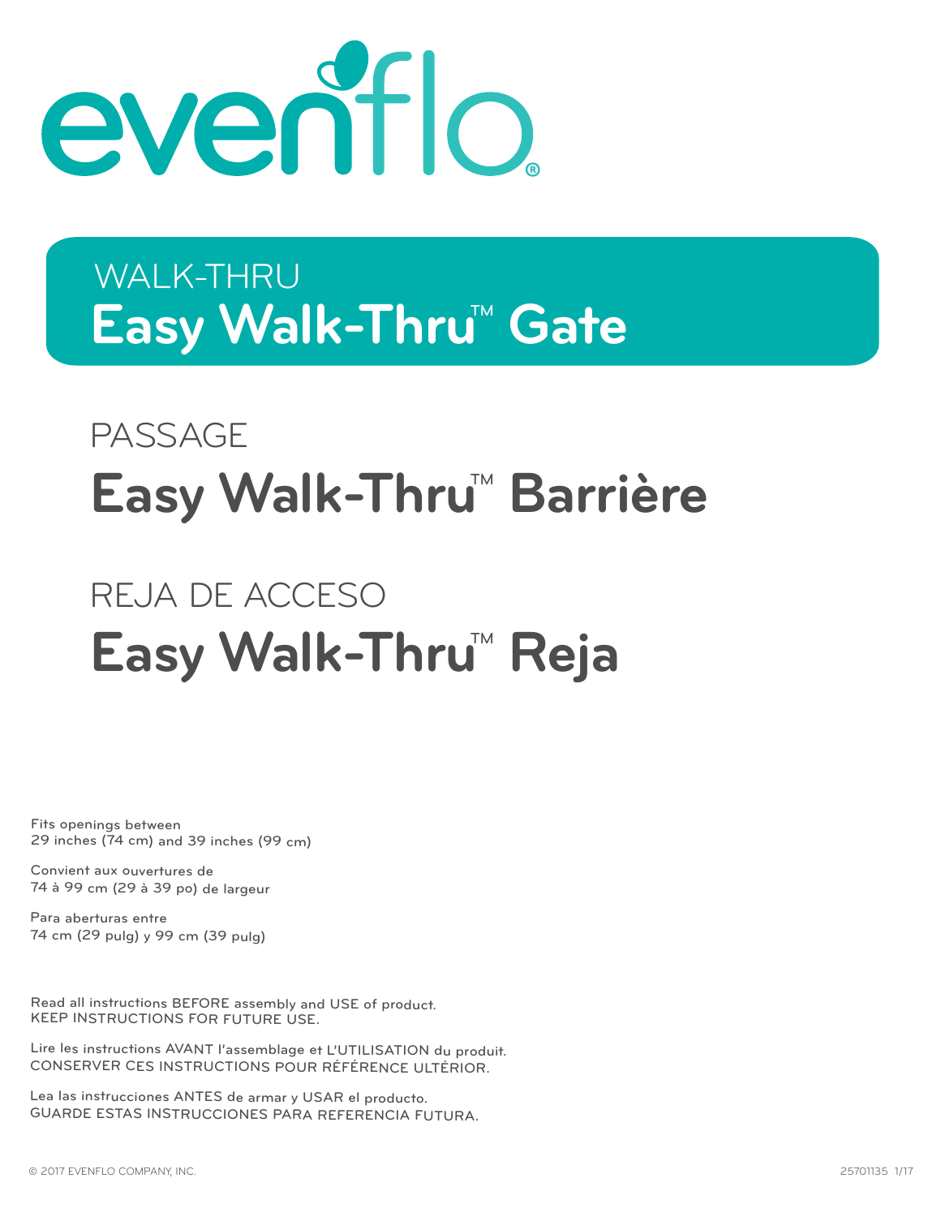evenflo®

WALK-THRU
# Easy Walk-Thru™ Gate

PASSAGE
# Easy Walk-Thru™ Barrière

REJA DE ACCESO
# Easy Walk-Thru™ Reja

Fits openings between
29 inches (74 cm) and 39 inches (99 cm)

Convient aux ouvertures de
74 à 99 cm (29 à 39 po) de largeur

Para aberturas entre
74 cm (29 pulg) y 99 cm (39 pulg)

Read all instructions BEFORE assembly and USE of product.
KEEP INSTRUCTIONS FOR FUTURE USE.

Lire les instructions AVANT l'assemblage et L'UTILISATION du produit.
CONSERVER CES INSTRUCTIONS POUR RÉFÉRENCE ULTÉRIOR.

Lea las instrucciones ANTES de armar y USAR el producto.
GUARDE ESTAS INSTRUCCIONES PARA REFERENCIA FUTURA.

© 2017 EVENFLO COMPANY, INC.

25701135 1/17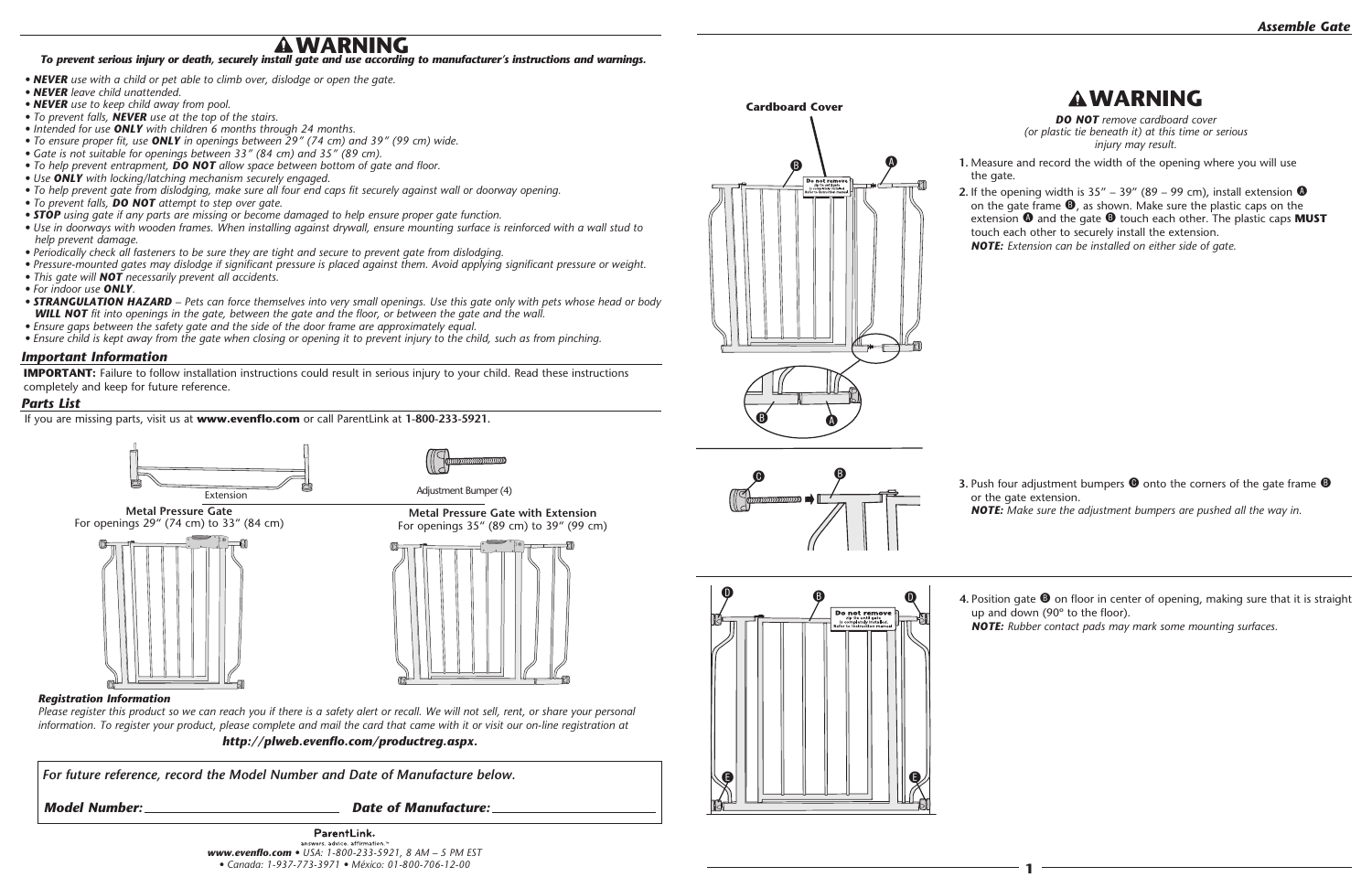# ⚠WARNING

***To prevent serious injury or death, securely install gate and use according to manufacturer's instructions and warnings.***

- ***NEVER** use with a child or pet able to climb over, dislodge or open the gate.*
- ***NEVER** leave child unattended.*
- ***NEVER** use to keep child away from pool.*
- *To prevent falls, **NEVER** use at the top of the stairs.*
- *Intended for use **ONLY** with children 6 months through 24 months.*
- *To ensure proper fit, use **ONLY** in openings between 29" (74 cm) and 39" (99 cm) wide.*
- *Gate is not suitable for openings between 33" (84 cm) and 35" (89 cm).*
- *To help prevent entrapment, **DO NOT** allow space between bottom of gate and floor.*
- *Use **ONLY** with locking/latching mechanism securely engaged.*
- *To help prevent gate from dislodging, make sure all four end caps fit securely against wall or doorway opening.*
- *To prevent falls, **DO NOT** attempt to step over gate.*
- ***STOP** using gate if any parts are missing or become damaged to help ensure proper gate function.*
- *Use in doorways with wooden frames. When installing against drywall, ensure mounting surface is reinforced with a wall stud to help prevent damage.*
- *Periodically check all fasteners to be sure they are tight and secure to prevent gate from dislodging.*
- *Pressure-mounted gates may dislodge if significant pressure is placed against them. Avoid applying significant pressure or weight.*
- *This gate will **NOT** necessarily prevent all accidents.*
- *For indoor use **ONLY**.*
- ***STRANGULATION HAZARD** – Pets can force themselves into very small openings. Use this gate only with pets whose head or body **WILL NOT** fit into openings in the gate, between the gate and the floor, or between the gate and the wall.*
- *Ensure gaps between the safety gate and the side of the door frame are approximately equal.*
- *Ensure child is kept away from the gate when closing or opening it to prevent injury to the child, such as from pinching.*

## Important Information

**IMPORTANT:** Failure to follow installation instructions could result in serious injury to your child. Read these instructions completely and keep for future reference.

## Parts List

If you are missing parts, visit us at **www.evenflo.com** or call ParentLink at **1-800-233-5921.**

Extension

Adjustment Bumper (4)

**Metal Pressure Gate**
For openings 29" (74 cm) to 33" (84 cm)

**Metal Pressure Gate with Extension**
For openings 35" (89 cm) to 39" (99 cm)

***Registration Information***

*Please register this product so we can reach you if there is a safety alert or recall. We will not sell, rent, or share your personal information. To register your product, please complete and mail the card that came with it or visit our on-line registration at*

***http://plweb.evenflo.com/productreg.aspx.***

*For future reference, record the Model Number and Date of Manufacture below.*

***Model Number:*** ______________________ ***Date of Manufacture:*** ______________________

ParentLink. answers. advice. affirmation.™

***www.evenflo.com** • USA: 1-800-233-5921, 8 AM – 5 PM EST*
*• Canada: 1-937-773-3971 • México: 01-800-706-12-00*

## Assemble Gate

# ⚠WARNING

***DO NOT** remove cardboard cover (or plastic tie beneath it) at this time or serious injury may result.*

Cardboard Cover

Do not remove zip tie until gate is completely installed. Refer to instruction manual

1. Measure and record the width of the opening where you will use the gate.
2. If the opening width is 35" – 39" (89 – 99 cm), install extension Ⓐ on the gate frame Ⓑ, as shown. Make sure the plastic caps on the extension Ⓐ and the gate Ⓑ touch each other. The plastic caps **MUST** touch each other to securely install the extension.
   ***NOTE:** Extension can be installed on either side of gate.*
3. Push four adjustment bumpers Ⓒ onto the corners of the gate frame Ⓑ or the gate extension.
   ***NOTE:** Make sure the adjustment bumpers are pushed all the way in.*
4. Position gate Ⓑ on floor in center of opening, making sure that it is straight up and down (90° to the floor).
   ***NOTE:** Rubber contact pads may mark some mounting surfaces.*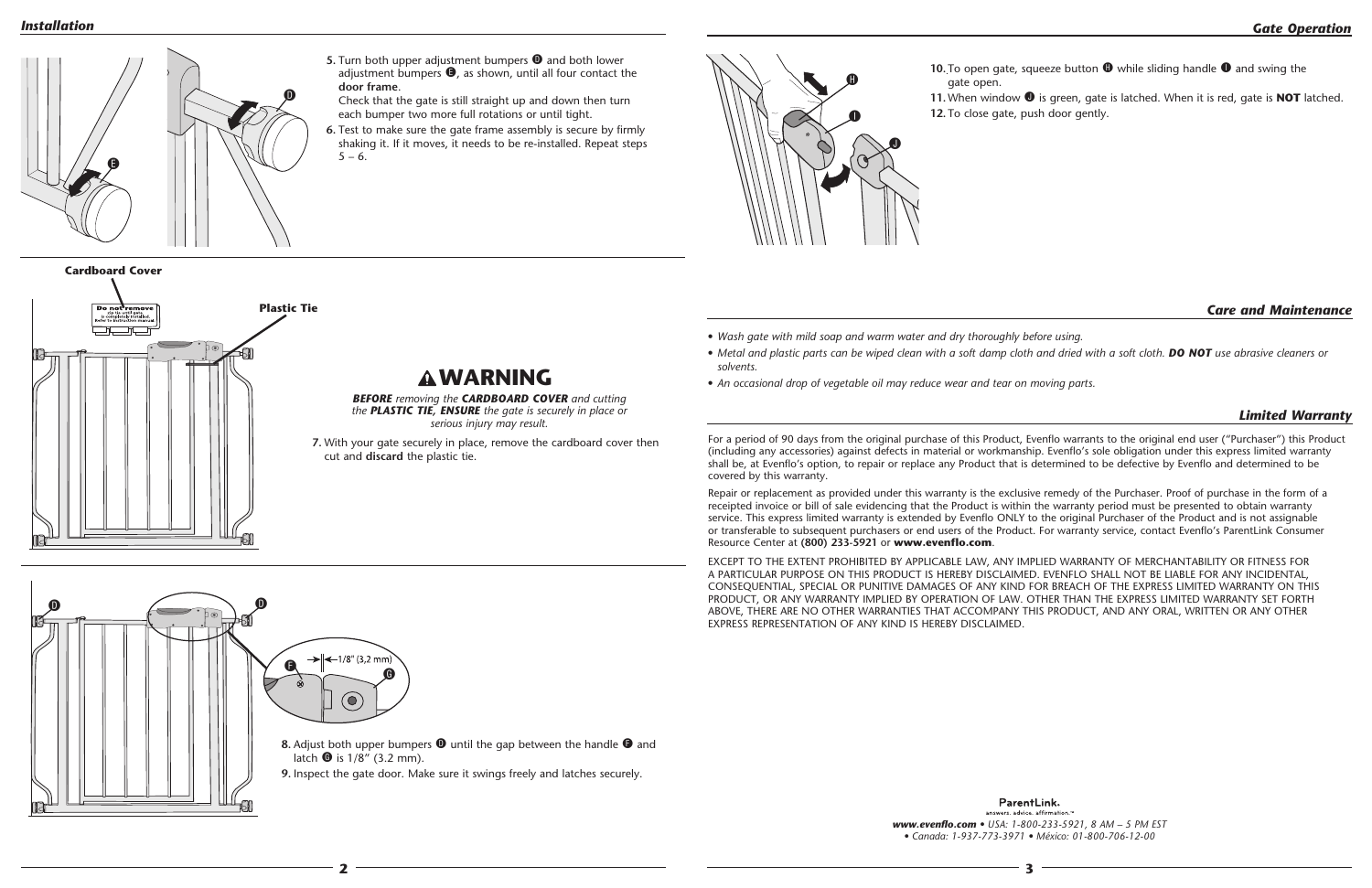## Installation

5. Turn both upper adjustment bumpers **D** and both lower adjustment bumpers **E**, as shown, until all four contact the **door frame**.
   Check that the gate is still straight up and down then turn each bumper two more full rotations or until tight.
6. Test to make sure the gate frame assembly is secure by firmly shaking it. If it moves, it needs to be re-installed. Repeat steps 5 – 6.

**Cardboard Cover**

Do not remove zip tie until gate is completely installed. Refer to instruction manual.

**Plastic Tie**

### ⚠ WARNING

***BEFORE** removing the **CARDBOARD COVER** and cutting the **PLASTIC TIE, ENSURE** the gate is securely in place or serious injury may result.*

7. With your gate securely in place, remove the cardboard cover then cut and **discard** the plastic tie.

1/8" (3,2 mm)

8. Adjust both upper bumpers **D** until the gap between the handle **F** and latch **G** is 1/8" (3.2 mm).
9. Inspect the gate door. Make sure it swings freely and latches securely.

## Gate Operation

10. To open gate, squeeze button **H** while sliding handle **I** and swing the gate open.
11. When window **J** is green, gate is latched. When it is red, gate is **NOT** latched.
12. To close gate, push door gently.

## Care and Maintenance

- *Wash gate with mild soap and warm water and dry thoroughly before using.*
- *Metal and plastic parts can be wiped clean with a soft damp cloth and dried with a soft cloth. **DO NOT** use abrasive cleaners or solvents.*
- *An occasional drop of vegetable oil may reduce wear and tear on moving parts.*

## Limited Warranty

For a period of 90 days from the original purchase of this Product, Evenflo warrants to the original end user ("Purchaser") this Product (including any accessories) against defects in material or workmanship. Evenflo's sole obligation under this express limited warranty shall be, at Evenflo's option, to repair or replace any Product that is determined to be defective by Evenflo and determined to be covered by this warranty.

Repair or replacement as provided under this warranty is the exclusive remedy of the Purchaser. Proof of purchase in the form of a receipted invoice or bill of sale evidencing that the Product is within the warranty period must be presented to obtain warranty service. This express limited warranty is extended by Evenflo ONLY to the original Purchaser of the Product and is not assignable or transferable to subsequent purchasers or end users of the Product. For warranty service, contact Evenflo's ParentLink Consumer Resource Center at **(800) 233-5921** or **www.evenflo.com**.

EXCEPT TO THE EXTENT PROHIBITED BY APPLICABLE LAW, ANY IMPLIED WARRANTY OF MERCHANTABILITY OR FITNESS FOR A PARTICULAR PURPOSE ON THIS PRODUCT IS HEREBY DISCLAIMED. EVENFLO SHALL NOT BE LIABLE FOR ANY INCIDENTAL, CONSEQUENTIAL, SPECIAL OR PUNITIVE DAMAGES OF ANY KIND FOR BREACH OF THE EXPRESS LIMITED WARRANTY ON THIS PRODUCT, OR ANY WARRANTY IMPLIED BY OPERATION OF LAW. OTHER THAN THE EXPRESS LIMITED WARRANTY SET FORTH ABOVE, THERE ARE NO OTHER WARRANTIES THAT ACCOMPANY THIS PRODUCT, AND ANY ORAL, WRITTEN OR ANY OTHER EXPRESS REPRESENTATION OF ANY KIND IS HEREBY DISCLAIMED.

ParentLink. answers. advice. affirmation.™

***www.evenflo.com** • USA: 1-800-233-5921, 8 AM – 5 PM EST • Canada: 1-937-773-3971 • México: 01-800-706-12-00*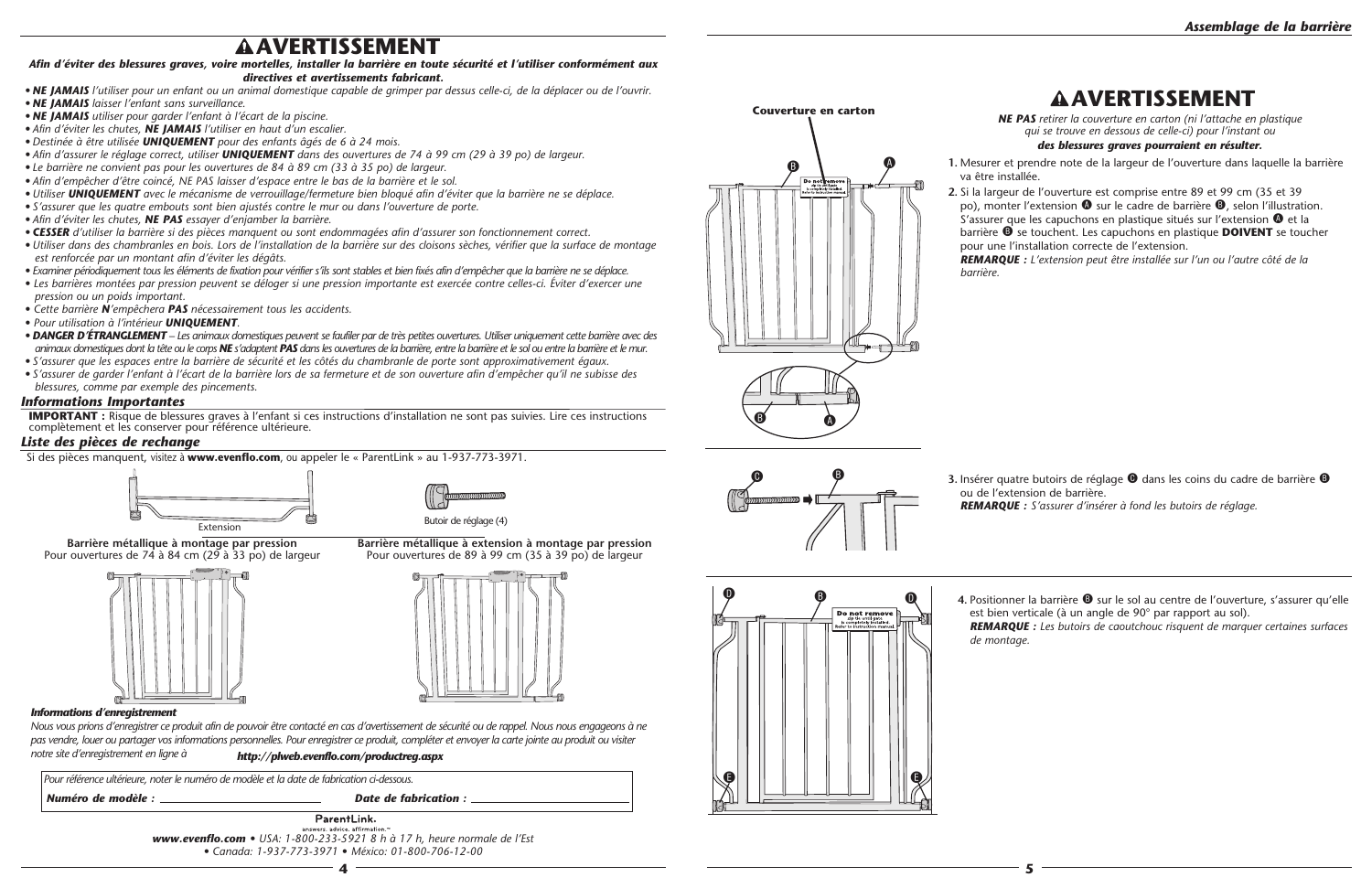# ⚠ AVERTISSEMENT

***Afin d'éviter des blessures graves, voire mortelles, installer la barrière en toute sécurité et l'utiliser conformément aux directives et avertissements fabricant.***

- ***NE JAMAIS*** *l'utiliser pour un enfant ou un animal domestique capable de grimper par dessus celle-ci, de la déplacer ou de l'ouvrir.*
- ***NE JAMAIS*** *laisser l'enfant sans surveillance.*
- ***NE JAMAIS*** *utiliser pour garder l'enfant à l'écart de la piscine.*
- *Afin d'éviter les chutes,* ***NE JAMAIS*** *l'utiliser en haut d'un escalier.*
- *Destinée à être utilisée* ***UNIQUEMENT*** *pour des enfants âgés de 6 à 24 mois.*
- *Afin d'assurer le réglage correct, utiliser* ***UNIQUEMENT*** *dans des ouvertures de 74 à 99 cm (29 à 39 po) de largeur.*
- *Le barrière ne convient pas pour les ouvertures de 84 à 89 cm (33 à 35 po) de largeur.*
- *Afin d'empêcher d'être coincé, NE PAS laisser d'espace entre le bas de la barrière et le sol.*
- *Utiliser* ***UNIQUEMENT*** *avec le mécanisme de verrouillage/fermeture bien bloqué afin d'éviter que la barrière ne se déplace.*
- *S'assurer que les quatre embouts sont bien ajustés contre le mur ou dans l'ouverture de porte.*
- *Afin d'éviter les chutes,* ***NE PAS*** *essayer d'enjamber la barrière.*
- ***CESSER*** *d'utiliser la barrière si des pièces manquent ou sont endommagées afin d'assurer son fonctionnement correct.*
- *Utiliser dans des chambranles en bois. Lors de l'installation de la barrière sur des cloisons sèches, vérifier que la surface de montage est renforcée par un montant afin d'éviter les dégâts.*
- *Examiner périodiquement tous les éléments de fixation pour vérifier s'ils sont stables et bien fixés afin d'empêcher que la barrière ne se déplace.*
- *Les barrières montées par pression peuvent se déloger si une pression importante est exercée contre celles-ci. Éviter d'exercer une pression ou un poids important.*
- *Cette barrière* ***N****'empêchera* ***PAS*** *nécessairement tous les accidents.*
- *Pour utilisation à l'intérieur* ***UNIQUEMENT****.*
- ***DANGER D'ÉTRANGLEMENT*** *– Les animaux domestiques peuvent se faufiler par de très petites ouvertures. Utiliser uniquement cette barrière avec des animaux domestiques dont la tête ou le corps* ***NE*** *s'adaptent* ***PAS*** *dans les ouvertures de la barrière, entre la barrière et le sol ou entre la barrière et le mur.*
- *S'assurer que les espaces entre la barrière de sécurité et les côtés du chambranle de porte sont approximativement égaux.*
- *S'assurer de garder l'enfant à l'écart de la barrière lors de sa fermeture et de son ouverture afin d'empêcher qu'il ne subisse des blessures, comme par exemple des pincements.*

### *Informations Importantes*

**IMPORTANT :** Risque de blessures graves à l'enfant si ces instructions d'installation ne sont pas suivies. Lire ces instructions complètement et les conserver pour référence ultérieure.

### *Liste des pièces de rechange*

Si des pièces manquent, visitez à **www.evenflo.com**, ou appeler le « ParentLink » au 1-937-773-3971.

Extension

Butoir de réglage (4)

**Barrière métallique à montage par pression**
Pour ouvertures de 74 à 84 cm (29 à 33 po) de largeur

**Barrière métallique à extension à montage par pression**
Pour ouvertures de 89 à 99 cm (35 à 39 po) de largeur

***Informations d'enregistrement***

*Nous vous prions d'enregistrer ce produit afin de pouvoir être contacté en cas d'avertissement de sécurité ou de rappel. Nous nous engageons à ne pas vendre, louer ou partager vos informations personnelles. Pour enregistrer ce produit, compléter et envoyer la carte jointe au produit ou visiter notre site d'enregistrement en ligne à* ***http://plweb.evenflo.com/productreg.aspx***

*Pour référence ultérieure, noter le numéro de modèle et la date de fabrication ci-dessous.*

***Numéro de modèle :*** ____________________ ***Date de fabrication :*** ____________________

ParentLink.
answers. advice. affirmation.™

***www.evenflo.com*** *• USA: 1-800-233-5921 8 h à 17 h, heure normale de l'Est*
*• Canada: 1-937-773-3971 • México: 01-800-706-12-00*

## *Assemblage de la barrière*

# ⚠ AVERTISSEMENT

***NE PAS*** *retirer la couverture en carton (ni l'attache en plastique qui se trouve en dessous de celle-ci) pour l'instant ou* ***des blessures graves pourraient en résulter.***

**Couverture en carton**

1. Mesurer et prendre note de la largeur de l'ouverture dans laquelle la barrière va être installée.
2. Si la largeur de l'ouverture est comprise entre 89 et 99 cm (35 et 39 po), monter l'extension Ⓐ sur le cadre de barrière Ⓑ, selon l'illustration. S'assurer que les capuchons en plastique situés sur l'extension Ⓐ et la barrière Ⓑ se touchent. Les capuchons en plastique **DOIVENT** se toucher pour une l'installation correcte de l'extension.
   ***REMARQUE :*** *L'extension peut être installée sur l'un ou l'autre côté de la barrière.*
3. Insérer quatre butoirs de réglage Ⓒ dans les coins du cadre de barrière Ⓑ ou de l'extension de barrière.
   ***REMARQUE :*** *S'assurer d'insérer à fond les butoirs de réglage.*
4. Positionner la barrière Ⓑ sur le sol au centre de l'ouverture, s'assurer qu'elle est bien verticale (à un angle de 90° par rapport au sol).
   ***REMARQUE :*** *Les butoirs de caoutchouc risquent de marquer certaines surfaces de montage.*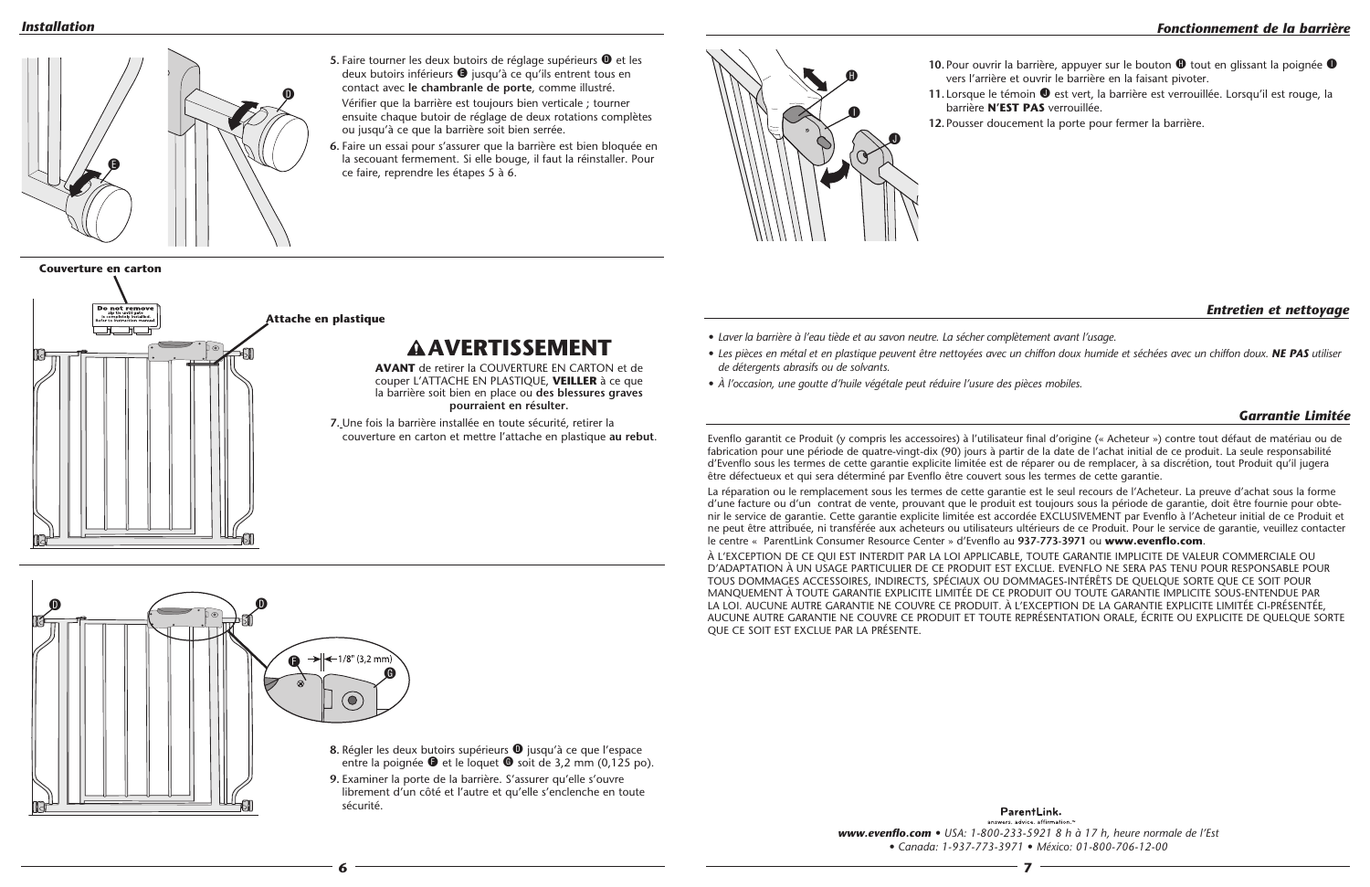## Installation

5. Faire tourner les deux butoirs de réglage supérieurs D et les deux butoirs inférieurs E jusqu'à ce qu'ils entrent tous en contact avec **le chambranle de porte**, comme illustré.
   Vérifier que la barrière est toujours bien verticale ; tourner ensuite chaque butoir de réglage de deux rotations complètes ou jusqu'à ce que la barrière soit bien serrée.
6. Faire un essai pour s'assurer que la barrière est bien bloquée en la secouant fermement. Si elle bouge, il faut la réinstaller. Pour ce faire, reprendre les étapes 5 à 6.

**Couverture en carton**

**Attache en plastique**

# ⚠ AVERTISSEMENT

**AVANT** de retirer la COUVERTURE EN CARTON et de couper L'ATTACHE EN PLASTIQUE, **VEILLER** à ce que la barrière soit bien en place ou **des blessures graves pourraient en résulter.**

7. Une fois la barrière installée en toute sécurité, retirer la couverture en carton et mettre l'attache en plastique **au rebut**.

1/8" (3,2 mm)

8. Régler les deux butoirs supérieurs D jusqu'à ce que l'espace entre la poignée F et le loquet G soit de 3,2 mm (0,125 po).
9. Examiner la porte de la barrière. S'assurer qu'elle s'ouvre librement d'un côté et l'autre et qu'elle s'enclenche en toute sécurité.

## *Fonctionnement de la barrière*

10. Pour ouvrir la barrière, appuyer sur le bouton H tout en glissant la poignée I vers l'arrière et ouvrir le barrière en la faisant pivoter.
11. Lorsque le témoin J est vert, la barrière est verrouillée. Lorsqu'il est rouge, la barrière **N'EST PAS** verrouillée.
12. Pousser doucement la porte pour fermer la barrière.

## *Entretien et nettoyage*

- *Laver la barrière à l'eau tiède et au savon neutre. La sécher complètement avant l'usage.*
- *Les pièces en métal et en plastique peuvent être nettoyées avec un chiffon doux humide et séchées avec un chiffon doux.* ***NE PAS*** *utiliser de détergents abrasifs ou de solvants.*
- *À l'occasion, une goutte d'huile végétale peut réduire l'usure des pièces mobiles.*

## *Garantie Limitée*

Evenflo garantit ce Produit (y compris les accessoires) à l'utilisateur final d'origine (« Acheteur ») contre tout défaut de matériau ou de fabrication pour une période de quatre-vingt-dix (90) jours à partir de la date de l'achat initial de ce produit. La seule responsabilité d'Evenflo sous les termes de cette garantie explicite limitée est de réparer ou de remplacer, à sa discrétion, tout Produit qu'il jugera être défectueux et qui sera déterminé par Evenflo être couvert sous les termes de cette garantie.

La réparation ou le remplacement sous les termes de cette garantie est le seul recours de l'Acheteur. La preuve d'achat sous la forme d'une facture ou d'un contrat de vente, prouvant que le produit est toujours sous la période de garantie, doit être fournie pour obtenir le service de garantie. Cette garantie explicite limitée est accordée EXCLUSIVEMENT par Evenflo à l'Acheteur initial de ce Produit et ne peut être attribuée, ni transférée aux acheteurs ou utilisateurs ultérieurs de ce Produit. Pour le service de garantie, veuillez contacter le centre « ParentLink Consumer Resource Center » d'Evenflo au **937-773-3971** ou **www.evenflo.com**.

À L'EXCEPTION DE CE QUI EST INTERDIT PAR LA LOI APPLICABLE, TOUTE GARANTIE IMPLICITE DE VALEUR COMMERCIALE OU D'ADAPTATION À UN USAGE PARTICULIER DE CE PRODUIT EST EXCLUE. EVENFLO NE SERA PAS TENU POUR RESPONSABLE POUR TOUS DOMMAGES ACCESSOIRES, INDIRECTS, SPÉCIAUX OU DOMMAGES-INTÉRÊTS DE QUELQUE SORTE QUE CE SOIT POUR MANQUEMENT À TOUTE GARANTIE EXPLICITE LIMITÉE DE CE PRODUIT OU TOUTE GARANTIE IMPLICITE SOUS-ENTENDUE PAR LA LOI. AUCUNE AUTRE GARANTIE NE COUVRE CE PRODUIT. À L'EXCEPTION DE LA GARANTIE EXPLICITE LIMITÉE CI-PRÉSENTÉE, AUCUNE AUTRE GARANTIE NE COUVRE CE PRODUIT ET TOUTE REPRÉSENTATION ORALE, ÉCRITE OU EXPLICITE DE QUELQUE SORTE QUE CE SOIT EST EXCLUE PAR LA PRÉSENTE.

ParentLink.
answers. advice. affirmation.™

***www.evenflo.com*** *• USA: 1-800-233-5921 8 h à 17 h, heure normale de l'Est*
*• Canada: 1-937-773-3971 • México: 01-800-706-12-00*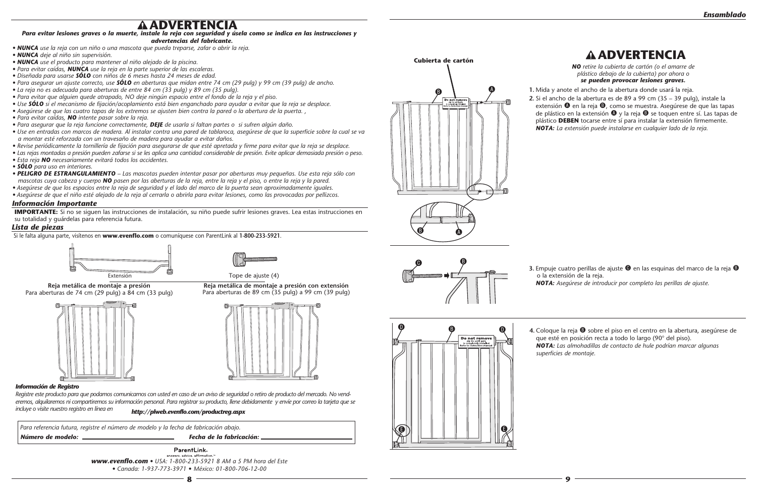# ⚠ ADVERTENCIA

***Para evitar lesiones graves o la muerte, instale la reja con seguridad y úsela como se indica en las instrucciones y advertencias del fabricante.***

- ***NUNCA** use la reja con un niño o una mascota que pueda treparse, zafar o abrir la reja.*
- ***NUNCA** deje al niño sin supervisión.*
- ***NUNCA** use el producto para mantener al niño alejado de la piscina.*
- *Para evitar caídas, **NUNCA** use la reja en la parte superior de las escaleras.*
- *Diseñada para usarse **SÓLO** con niños de 6 meses hasta 24 meses de edad.*
- *Para asegurar un ajuste correcto, use **SÓLO** en aberturas que midan entre 74 cm (29 pulg) y 99 cm (39 pulg) de ancho.*
- *La reja no es adecuada para aberturas de entre 84 cm (33 pulg) y 89 cm (35 pulg).*
- *Para evitar que alguien quede atrapado, NO deje ningún espacio entre el fondo de la reja y el piso.*
- *Use **SÓLO** si el mecanismo de fijación/acoplamiento está bien enganchado para ayudar a evitar que la reja se desplace.*
- *Asegúrese de que las cuatro tapas de los extremos se ajusten bien contra la pared o la abertura de la puerta. ,*
- *Para evitar caídas, **NO** intente pasar sobre la reja.*
- *Para asegurar que la reja funcione correctamente, **DEJE** de usarla si faltan partes o si sufren algún daño.*
- *Use en entradas con marcos de madera. Al instalar contra una pared de tablaroca, asegúrese de que la superficie sobre la cual se va a montar esté reforzada con un travesaño de madera para ayudar a evitar daños.*
- *Revise periódicamente la tornillería de fijación para asegurarse de que esté apretada y firme para evitar que la reja se desplace.*
- *Las rejas montadas a presión pueden zafarse si se les aplica una cantidad considerable de presión. Evite aplicar demasiada presión o peso.*
- *Esta reja **NO** necesariamente evitará todos los accidentes.*
- ***SÓLO** para uso en interiores.*
- ***PELIGRO DE ESTRANGULAMIENTO** – Las mascotas pueden intentar pasar por aberturas muy pequeñas. Use esta reja sólo con mascotas cuya cabeza y cuerpo **NO** pasen por las aberturas de la reja, entre la reja y el piso, o entre la reja y la pared.*
- *Asegúrese de que los espacios entre la reja de seguridad y el lado del marco de la puerta sean aproximadamente iguales.*
- *Asegúrese de que el niño esté alejado de la reja al cerrarla o abrirla para evitar lesiones, como las provocadas por pellizcos.*

## *Información Importante*

**IMPORTANTE:** Si no se siguen las instrucciones de instalación, su niño puede sufrir lesiones graves. Lea estas instrucciones en su totalidad y guárdelas para referencia futura.

## *Lista de piezas*

Si le falta alguna parte, visítenos en **www.evenflo.com** o comuníquese con ParentLink al **1-800-233-5921**.

Extensión

Tope de ajuste (4)

**Reja metálica de montaje a presión**
Para aberturas de 74 cm (29 pulg) a 84 cm (33 pulg)

**Reja metálica de montaje a presión con extensión**
Para aberturas de 89 cm (35 pulg) a 99 cm (39 pulg)

***Información de Registro***

*Registre este producto para que podamos comunicarnos con usted en caso de un aviso de seguridad o retiro de producto del mercado. No vendderemos, alquilaremos ni compartiremos su información personal. Para registrar su producto, llene debidamente y envíe por correo la tarjeta que se incluye o visite nuestro registro en línea en* ***http://plweb.evenflo.com/productreg.aspx***

*Para referencia futura, registre el número de modelo y la fecha de fabricación abajo.*

***Número de modelo:*** ____________ ***Fecha de la fabricación:*** ____________

ParentLink.
answers. advice. affirmation.

***www.evenflo.com*** *• USA: 1-800-233-5921 8 AM a 5 PM hora del Este*
*• Canada: 1-937-773-3971 • México: 01-800-706-12-00*

## *Ensamblado*

Cubierta de cartón

# ⚠ ADVERTENCIA

***NO** retire la cubierta de cartón (o el amarre de plástico debajo de la cubierta) por ahora o **se pueden provocar lesiones graves.***

1. Mida y anote el ancho de la abertura donde usará la reja.
2. Si el ancho de la abertura es de 89 a 99 cm (35 – 39 pulg), instale la extensión Ⓐ en la reja Ⓑ, como se muestra. Asegúrese de que las tapas de plástico en la extensión Ⓐ y la reja Ⓑ se toquen entre sí. Las tapas de plástico **DEBEN** tocarse entre sí para instalar la extensión firmemente.
   ***NOTA:** La extensión puede instalarse en cualquier lado de la reja.*
3. Empuje cuatro perillas de ajuste Ⓒ en las esquinas del marco de la reja Ⓑ o la extensión de la reja.
   ***NOTA:** Asegúrese de introducir por completo las perillas de ajuste.*
4. Coloque la reja Ⓑ sobre el piso en el centro en la abertura, asegúrese de que esté en posición recta a todo lo largo (90° del piso).
   ***NOTA:** Las almohadillas de contacto de hule podrían marcar algunas superficies de montaje.*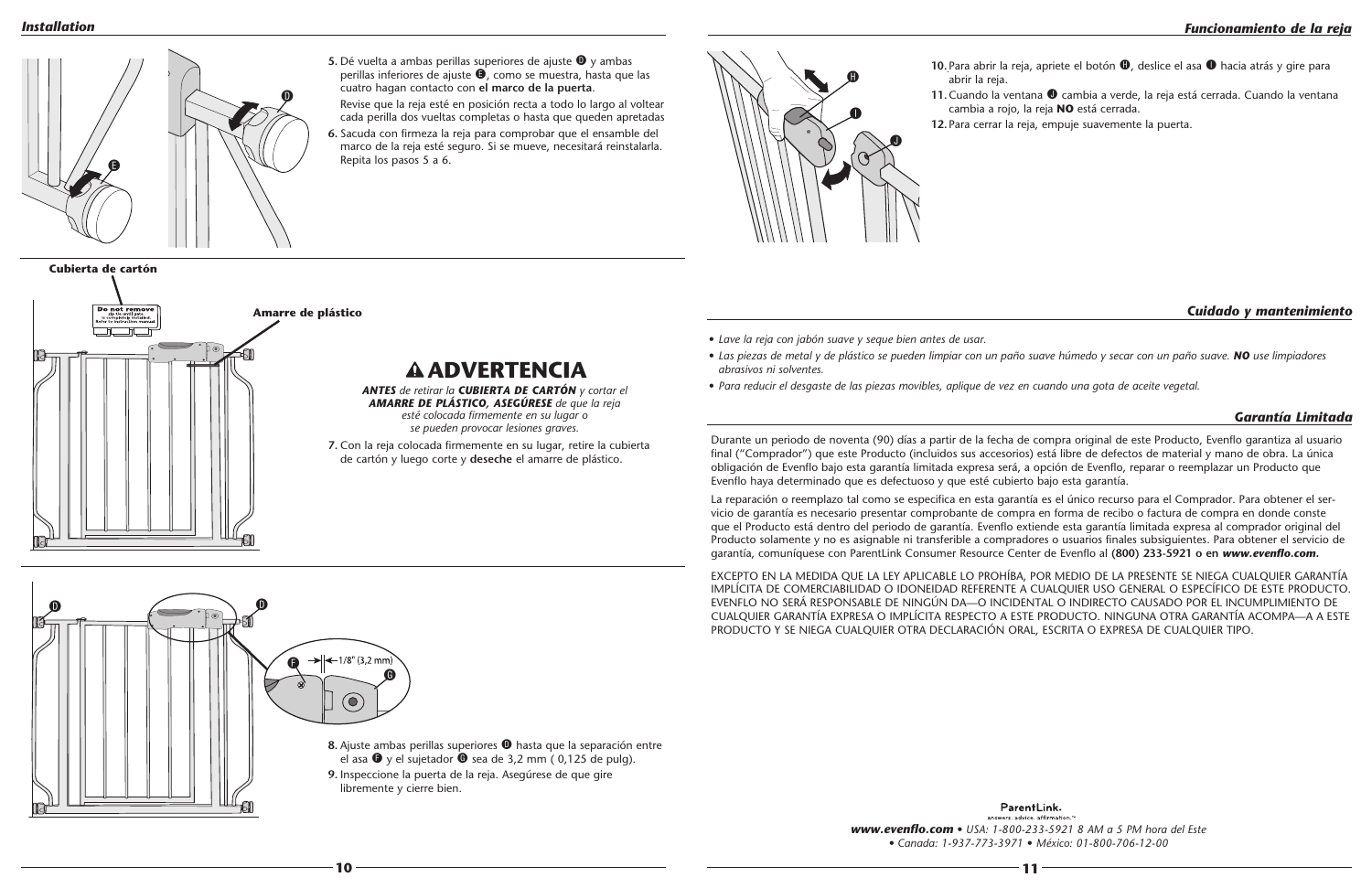## Installation

5. Dé vuelta a ambas perillas superiores de ajuste D y ambas perillas inferiores de ajuste E, como se muestra, hasta que las cuatro hagan contacto con **el marco de la puerta**.

   Revise que la reja esté en posición recta a todo lo largo al voltear cada perilla dos vueltas completas o hasta que queden apretadas

6. Sacuda con firmeza la reja para comprobar que el ensamble del marco de la reja esté seguro. Si se mueve, necesitará reinstalarla. Repita los pasos 5 a 6.

Cubierta de cartón

Amarre de plástico

# ⚠ ADVERTENCIA

***ANTES*** *de retirar la* ***CUBIERTA DE CARTÓN*** *y cortar el* ***AMARRE DE PLÁSTICO, ASEGÚRESE*** *de que la reja esté colocada firmemente en su lugar o se pueden provocar lesiones graves.*

7. Con la reja colocada firmemente en su lugar, retire la cubierta de cartón y luego corte y **deseche** el amarre de plástico.

1/8" (3,2 mm)

8. Ajuste ambas perillas superiores D hasta que la separación entre el asa F y el sujetador G sea de 3,2 mm ( 0,125 de pulg).

9. Inspeccione la puerta de la reja. Asegúrese de que gire libremente y cierre bien.

## Funcionamiento de la reja

10. Para abrir la reja, apriete el botón H, deslice el asa I hacia atrás y gire para abrir la reja.

11. Cuando la ventana J cambia a verde, la reja está cerrada. Cuando la ventana cambia a rojo, la reja **NO** está cerrada.

12. Para cerrar la reja, empuje suavemente la puerta.

## Cuidado y mantenimiento

- *Lave la reja con jabón suave y seque bien antes de usar.*
- *Las piezas de metal y de plástico se pueden limpiar con un paño suave húmedo y secar con un paño suave.* ***NO*** *use limpiadores abrasivos ni solventes.*
- *Para reducir el desgaste de las piezas movibles, aplique de vez en cuando una gota de aceite vegetal.*

## Garantía Limitada

Durante un periodo de noventa (90) días a partir de la fecha de compra original de este Producto, Evenflo garantiza al usuario final ("Comprador") que este Producto (incluidos sus accesorios) está libre de defectos de material y mano de obra. La única obligación de Evenflo bajo esta garantía limitada expresa será, a opción de Evenflo, reparar o reemplazar un Producto que Evenflo haya determinado que es defectuoso y que esté cubierto bajo esta garantía.

La reparación o reemplazo tal como se especifica en esta garantía es el único recurso para el Comprador. Para obtener el servicio de garantía es necesario presentar comprobante de compra en forma de recibo o factura de compra en donde conste que el Producto está dentro del periodo de garantía. Evenflo extiende esta garantía limitada expresa al comprador original del Producto solamente y no es asignable ni transferible a compradores o usuarios finales subsiguientes. Para obtener el servicio de garantía, comuníquese con ParentLink Consumer Resource Center de Evenflo al **(800) 233-5921 o en *www.evenflo.com.***

EXCEPTO EN LA MEDIDA QUE LA LEY APLICABLE LO PROHÍBA, POR MEDIO DE LA PRESENTE SE NIEGA CUALQUIER GARANTÍA IMPLÍCITA DE COMERCIALIBIDAD O IDONEIDAD REFERENTE A CUALQUIER USO GENERAL O ESPECÍFICO DE ESTE PRODUCTO. EVENFLO NO SERÁ RESPONSABLE DE NINGÚN DA—O INCIDENTAL O INDIRECTO CAUSADO POR EL INCUMPLIMIENTO DE CUALQUIER GARANTÍA EXPRESA O IMPLÍCITA RESPECTO A ESTE PRODUCTO. NINGUNA OTRA GARANTÍA ACOMPA—A A ESTE PRODUCTO Y SE NIEGA CUALQUIER OTRA DECLARACIÓN ORAL, ESCRITA O EXPRESA DE CUALQUIER TIPO.

ParentLink.
answers. advice. affirmation.™

***www.evenflo.com*** • *USA: 1-800-233-5921 8 AM a 5 PM hora del Este*
*• Canada: 1-937-773-3971 • México: 01-800-706-12-00*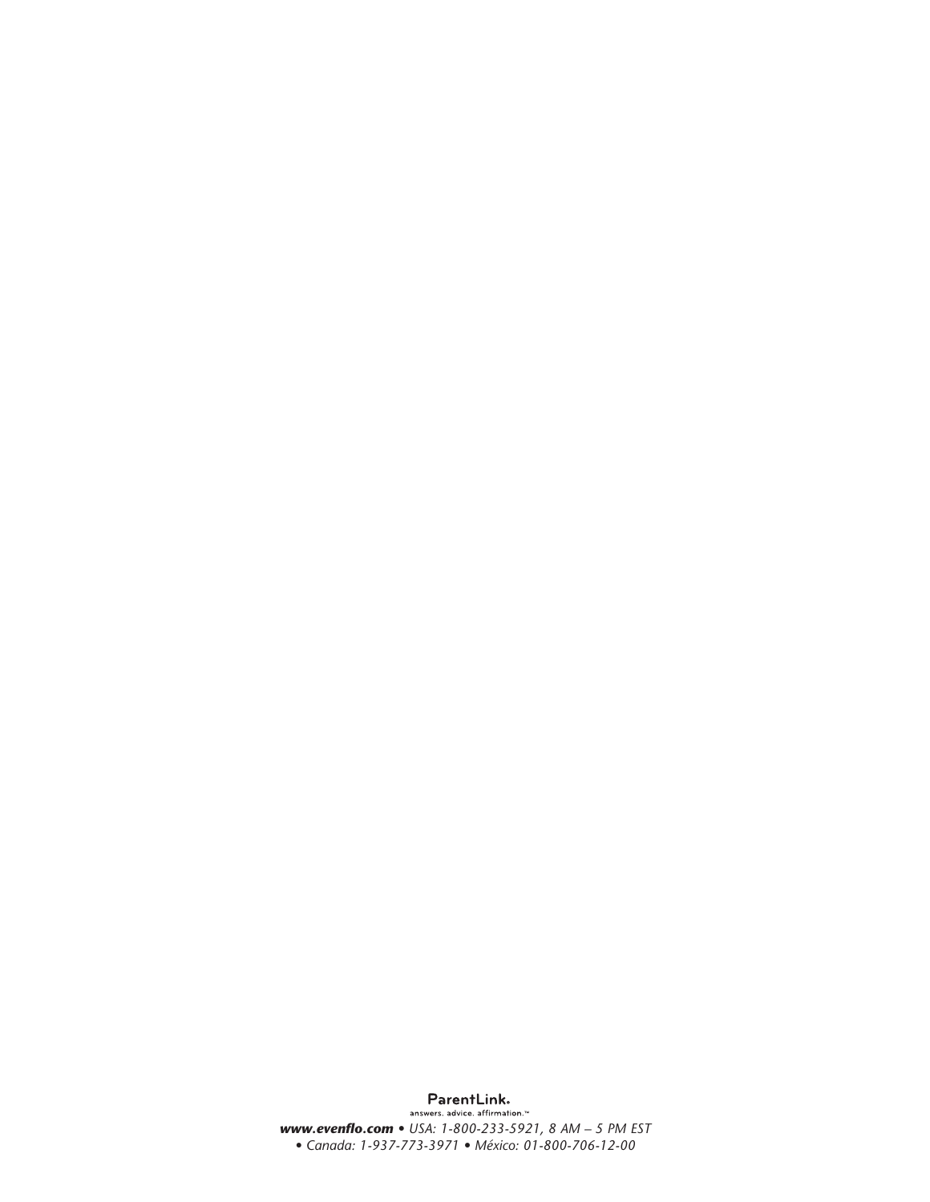ParentLink.
answers. advice. affirmation.™

***www.evenflo.com*** *• USA: 1-800-233-5921, 8 AM – 5 PM EST*
*• Canada: 1-937-773-3971 • México: 01-800-706-12-00*